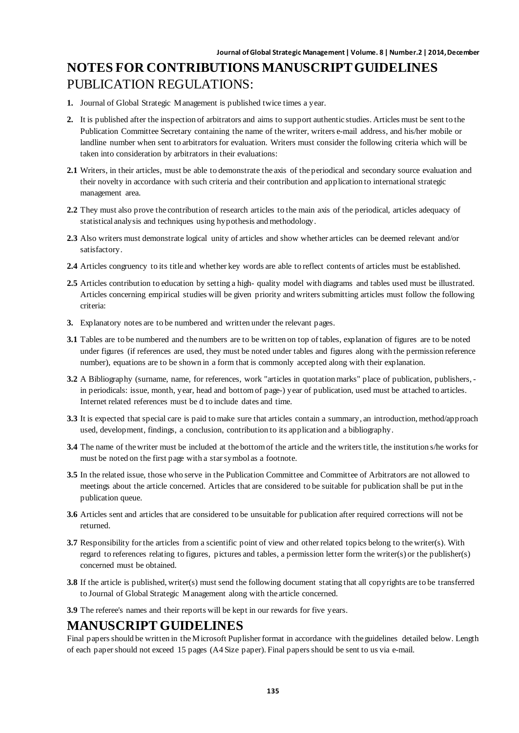# NOTES FOR CONTRIBUTIONS MANUSCRIPT GUIDELINES

## PUBLICATION REGULATIONS:

**1.** Journal of Global Strategic Management is published twice times a year.

**2.** It is published after the inspection of arbitrators and aims to support authentic studies. Articles must be sent to the Publication Committee Secretary containing the name of the writer, writers e-mail address, and his/her mobile or landline number when sent to arbitrators for evaluation. Writers must consider the following criteria which will be taken into consideration by arbitrators in their evaluations:

**2.1** Writers, in their articles, must be able to demonstrate the axis of the periodical and secondary source evaluation and their novelty in accordance with such criteria and their contribution and application to international strategic management area.

**2.2** They must also prove the contribution of research articles to the main axis of the periodical, articles adequacy of statistical analysis and techniques using hypothesis and methodology.

**2.3** Also writers must demonstrate logical unity of articles and show whether articles can be deemed relevant and/or satisfactory.

**2.4** Articles congruency to its title and whether key words are able to reflect contents of articles must be established.

**2.5** Articles contribution to education by setting a high- quality model with diagrams and tables used must be illustrated. Articles concerning empirical studies will be given priority and writers submitting articles must follow the following criteria:

**3.** Explanatory notes are to be numbered and written under the relevant pages.

**3.1** Tables are to be numbered and the numbers are to be written on top of tables, explanation of figures are to be noted under figures (if references are used, they must be noted under tables and figures along with the permission reference number), equations are to be shown in a form that is commonly accepted along with their explanation.

**3.2** A Bibliography (surname, name, for references, work "articles in quotation marks" place of publication, publishers, -in periodicals: issue, month, year, head and bottom of page-) year of publication, used must be attached to articles. Internet related references must be d to include dates and time.

**3.3** It is expected that special care is paid to make sure that articles contain a summary, an introduction, method/approach used, development, findings, a conclusion, contribution to its application and a bibliography.

**3.4** The name of the writer must be included at the bottom of the article and the writers title, the institution s/he works for must be noted on the first page with a star symbol as a footnote.

**3.5** In the related issue, those who serve in the Publication Committee and Committee of Arbitrators are not allowed to meetings about the article concerned. Articles that are considered to be suitable for publication shall be put in the publication queue.

**3.6** Articles sent and articles that are considered to be unsuitable for publication after required corrections will not be returned.

**3.7** Responsibility for the articles from a scientific point of view and other related topics belong to the writer(s). With regard to references relating to figures, pictures and tables, a permission letter form the writer(s) or the publisher(s) concerned must be obtained.

**3.8** If the article is published, writer(s) must send the following document stating that all copyrights are to be transferred to Journal of Global Strategic Management along with the article concerned.

**3.9** The referee's names and their reports will be kept in our rewards for five years.

# MANUSCRIPT GUIDELINES

Final papers should be written in the Microsoft Puplisher format in accordance with the guidelines detailed below. Length of each paper should not exceed 15 pages (A4 Size paper). Final papers should be sent to us via e-mail.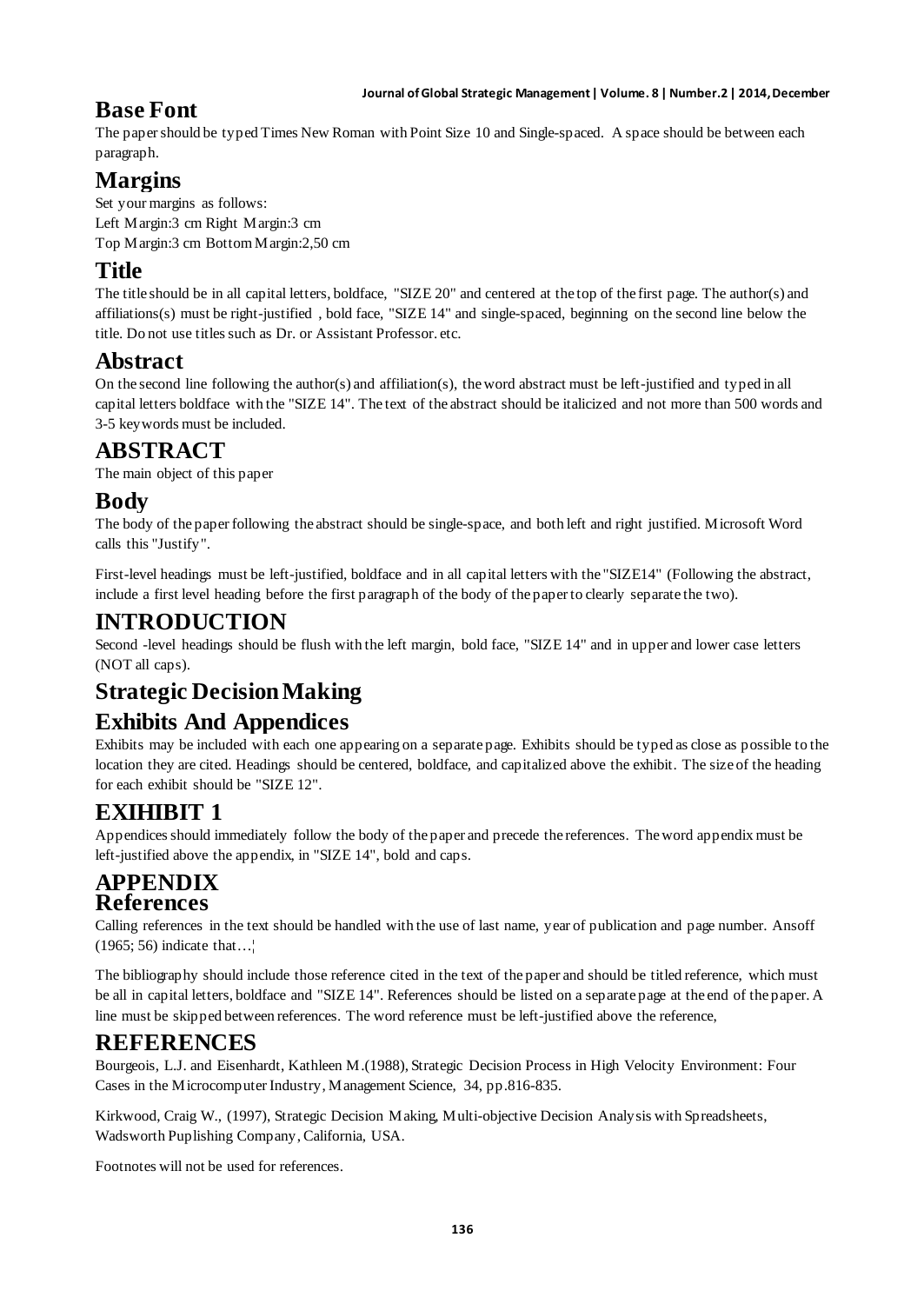## Base Font

The paper should be typed Times New Roman with Point Size 10 and Single-spaced. A space should be between each paragraph.

## Margins

Set your margins as follows:
Left Margin:3 cm Right Margin:3 cm
Top Margin:3 cm Bottom Margin:2,50 cm

## Title

The title should be in all capital letters, boldface, "SIZE 20" and centered at the top of the first page. The author(s) and affiliations(s) must be right-justified , bold face, "SIZE 14" and single-spaced, beginning on the second line below the title. Do not use titles such as Dr. or Assistant Professor. etc.

## Abstract

On the second line following the author(s) and affiliation(s), the word abstract must be left-justified and typed in all capital letters boldface with the "SIZE 14". The text of the abstract should be italicized and not more than 500 words and 3-5 keywords must be included.

## ABSTRACT

The main object of this paper

## Body

The body of the paper following the abstract should be single-space, and both left and right justified. Microsoft Word calls this "Justify".

First-level headings must be left-justified, boldface and in all capital letters with the "SIZE14" (Following the abstract, include a first level heading before the first paragraph of the body of the paper to clearly separate the two).

## INTRODUCTION

Second -level headings should be flush with the left margin, bold face, "SIZE 14" and in upper and lower case letters (NOT all caps).

## Strategic Decision Making

## Exhibits And Appendices

Exhibits may be included with each one appearing on a separate page. Exhibits should be typed as close as possible to the location they are cited. Headings should be centered, boldface, and capitalized above the exhibit. The size of the heading for each exhibit should be "SIZE 12".

## EXIHIBIT 1

Appendices should immediately follow the body of the paper and precede the references. The word appendix must be left-justified above the appendix, in "SIZE 14", bold and caps.

## APPENDIX

## References

Calling references in the text should be handled with the use of last name, year of publication and page number. Ansoff (1965; 56) indicate that…¦

The bibliography should include those reference cited in the text of the paper and should be titled reference, which must be all in capital letters, boldface and "SIZE 14". References should be listed on a separate page at the end of the paper. A line must be skipped between references. The word reference must be left-justified above the reference,

## REFERENCES

Bourgeois, L.J. and Eisenhardt, Kathleen M.(1988), Strategic Decision Process in High Velocity Environment: Four Cases in the Microcomputer Industry, Management Science, 34, pp.816-835.

Kirkwood, Craig W., (1997), Strategic Decision Making, Multi-objective Decision Analysis with Spreadsheets, Wadsworth Puplishing Company, California, USA.

Footnotes will not be used for references.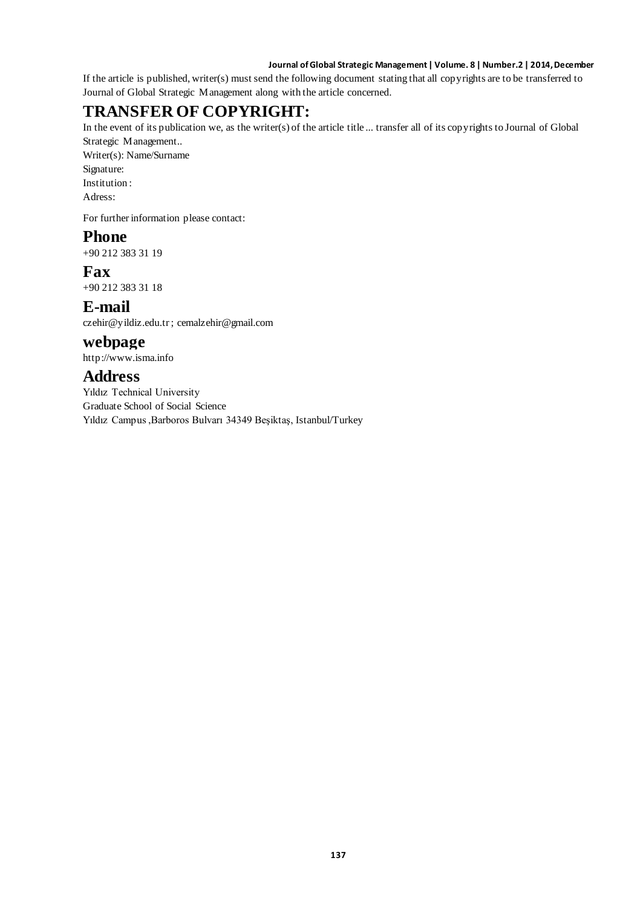If the article is published, writer(s) must send the following document stating that all copyrights are to be transferred to Journal of Global Strategic Management along with the article concerned.

# TRANSFER OF COPYRIGHT:

In the event of its publication we, as the writer(s) of the article title ... transfer all of its copyrights to Journal of Global Strategic Management..

Writer(s): Name/Surname

Signature:

Institution :

Adress:

For further information please contact:

## Phone

+90 212 383 31 19

## Fax

+90 212 383 31 18

## E-mail

czehir@yildiz.edu.tr ; cemalzehir@gmail.com

## webpage

http://www.isma.info

## Address

Yıldız Technical University

Graduate School of Social Science

Yıldız Campus ,Barboros Bulvarı 34349 Beşiktaş, Istanbul/Turkey